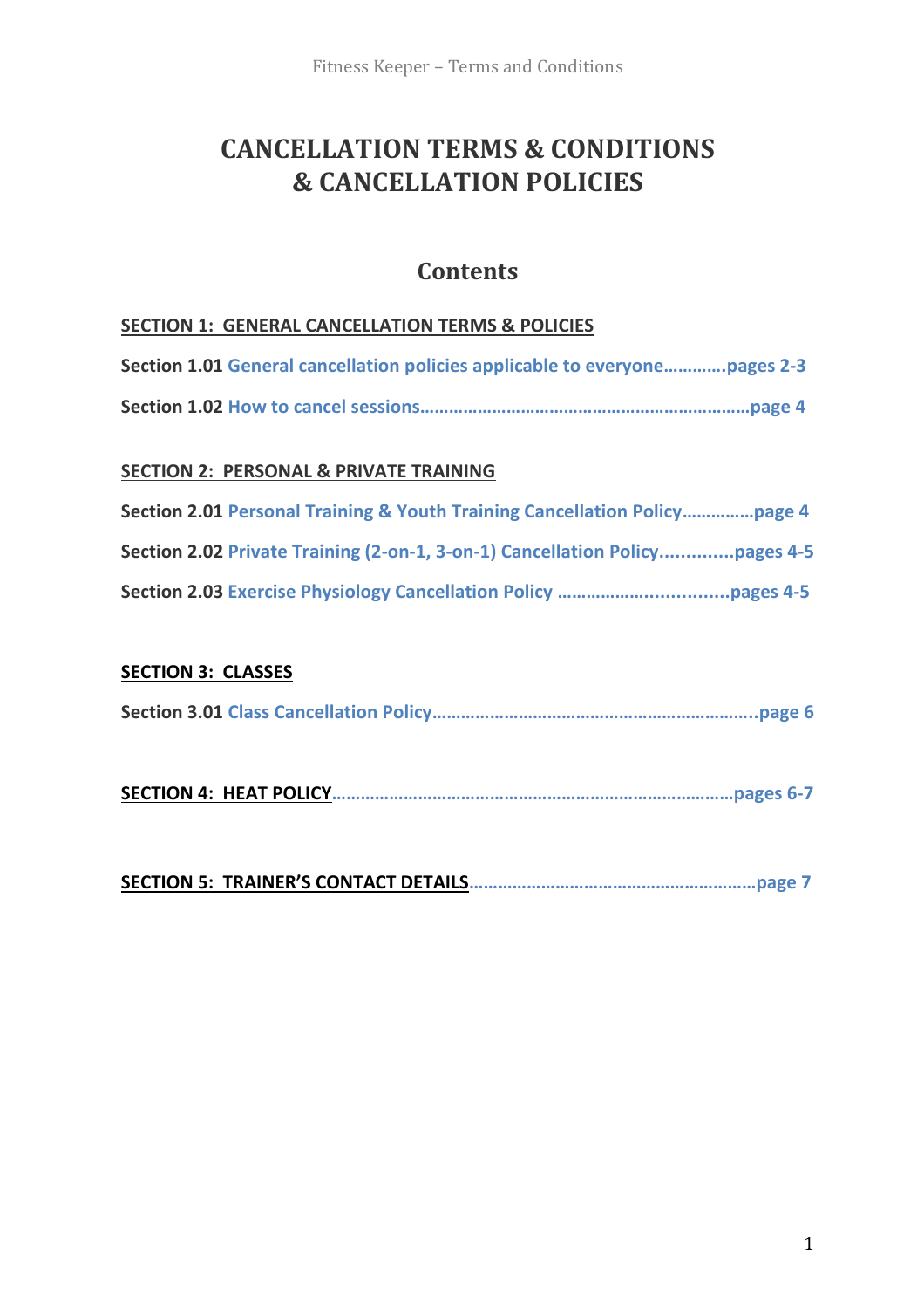# CANCELLATION TERMS & CONDITIONS & CANCELLATION POLICIES

## Contents

**SECTION 1: GENERAL CANCELLATION TERMS & POLICIES**

**Section 1.01** General cancellation policies applicable to everyone…………pages 2-3

**Section 1.02** How to cancel sessions……………………………………………………page 4

**SECTION 2: PERSONAL & PRIVATE TRAINING**

**Section 2.01** Personal Training & Youth Training Cancellation Policy……………page 4

**Section 2.02** Private Training (2-on-1, 3-on-1) Cancellation Policy..............pages 4-5

**Section 2.03** Exercise Physiology Cancellation Policy ……………….............pages 4-5

**SECTION 3: CLASSES**

**Section 3.01** Class Cancellation Policy…………………………………………………..page 6

**SECTION 4: HEAT POLICY**……………………………………………………………………pages 6-7

**SECTION 5: TRAINER'S CONTACT DETAILS**…………………………………………………page 7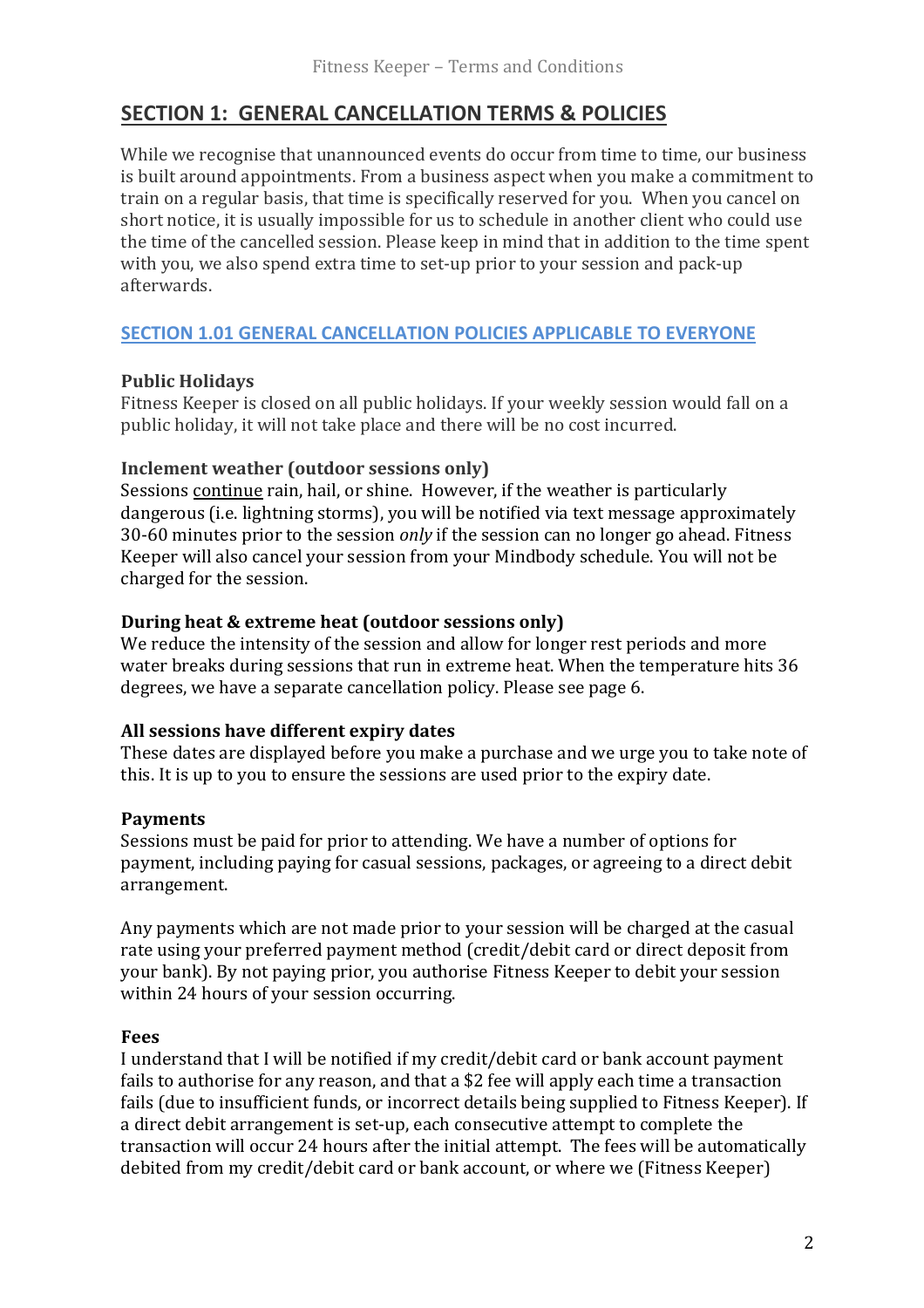## SECTION 1: GENERAL CANCELLATION TERMS & POLICIES

While we recognise that unannounced events do occur from time to time, our business is built around appointments. From a business aspect when you make a commitment to train on a regular basis, that time is specifically reserved for you. When you cancel on short notice, it is usually impossible for us to schedule in another client who could use the time of the cancelled session. Please keep in mind that in addition to the time spent with you, we also spend extra time to set-up prior to your session and pack-up afterwards.

### SECTION 1.01 GENERAL CANCELLATION POLICIES APPLICABLE TO EVERYONE

**Public Holidays**
Fitness Keeper is closed on all public holidays. If your weekly session would fall on a public holiday, it will not take place and there will be no cost incurred.

**Inclement weather (outdoor sessions only)**
Sessions continue rain, hail, or shine. However, if the weather is particularly dangerous (i.e. lightning storms), you will be notified via text message approximately 30-60 minutes prior to the session *only* if the session can no longer go ahead. Fitness Keeper will also cancel your session from your Mindbody schedule. You will not be charged for the session.

**During heat & extreme heat (outdoor sessions only)**
We reduce the intensity of the session and allow for longer rest periods and more water breaks during sessions that run in extreme heat. When the temperature hits 36 degrees, we have a separate cancellation policy. Please see page 6.

**All sessions have different expiry dates**
These dates are displayed before you make a purchase and we urge you to take note of this. It is up to you to ensure the sessions are used prior to the expiry date.

**Payments**
Sessions must be paid for prior to attending. We have a number of options for payment, including paying for casual sessions, packages, or agreeing to a direct debit arrangement.

Any payments which are not made prior to your session will be charged at the casual rate using your preferred payment method (credit/debit card or direct deposit from your bank). By not paying prior, you authorise Fitness Keeper to debit your session within 24 hours of your session occurring.

**Fees**
I understand that I will be notified if my credit/debit card or bank account payment fails to authorise for any reason, and that a $2 fee will apply each time a transaction fails (due to insufficient funds, or incorrect details being supplied to Fitness Keeper). If a direct debit arrangement is set-up, each consecutive attempt to complete the transaction will occur 24 hours after the initial attempt. The fees will be automatically debited from my credit/debit card or bank account, or where we (Fitness Keeper)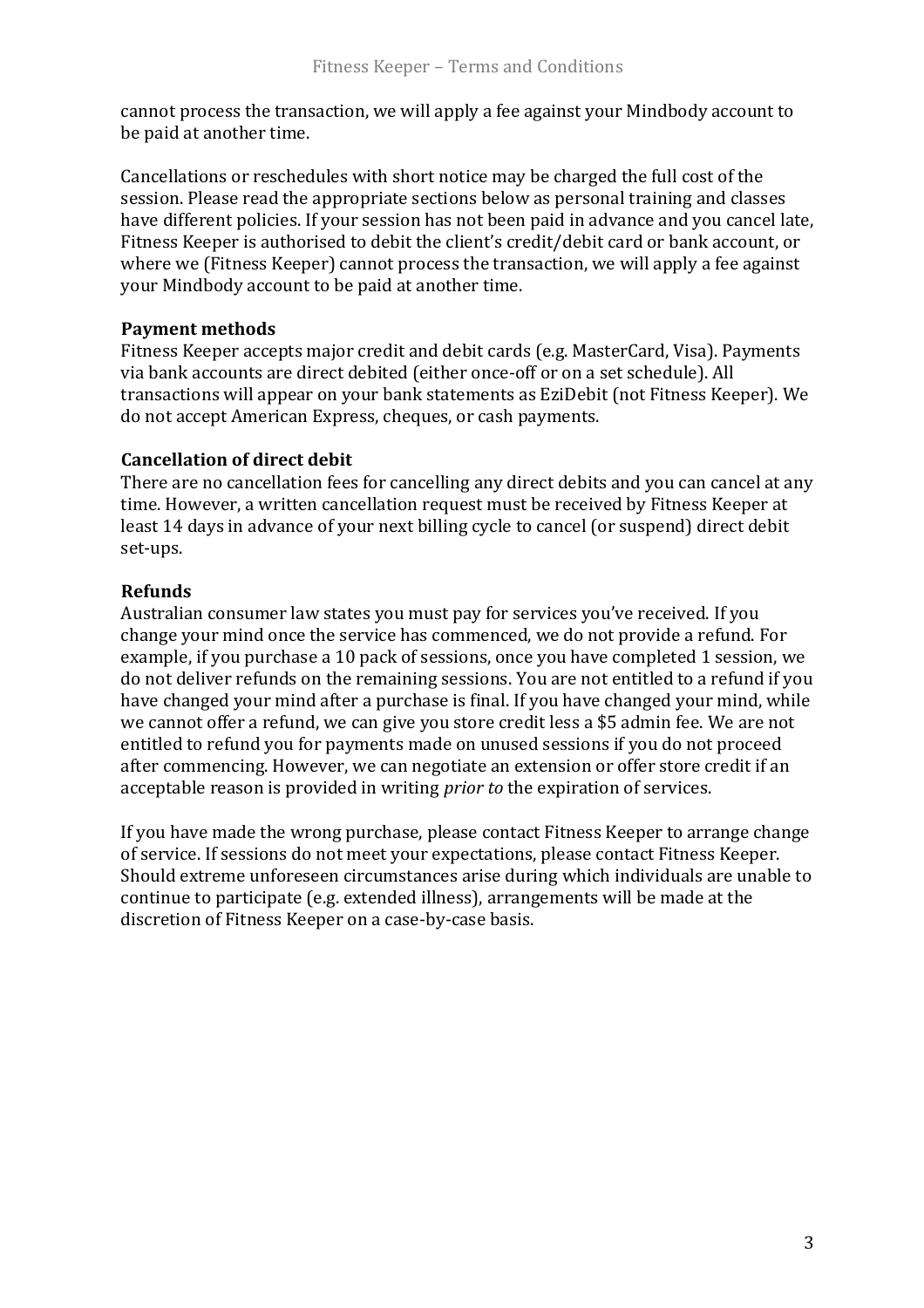cannot process the transaction, we will apply a fee against your Mindbody account to be paid at another time.

Cancellations or reschedules with short notice may be charged the full cost of the session. Please read the appropriate sections below as personal training and classes have different policies. If your session has not been paid in advance and you cancel late, Fitness Keeper is authorised to debit the client's credit/debit card or bank account, or where we (Fitness Keeper) cannot process the transaction, we will apply a fee against your Mindbody account to be paid at another time.

### Payment methods

Fitness Keeper accepts major credit and debit cards (e.g. MasterCard, Visa). Payments via bank accounts are direct debited (either once-off or on a set schedule). All transactions will appear on your bank statements as EziDebit (not Fitness Keeper). We do not accept American Express, cheques, or cash payments.

### Cancellation of direct debit

There are no cancellation fees for cancelling any direct debits and you can cancel at any time. However, a written cancellation request must be received by Fitness Keeper at least 14 days in advance of your next billing cycle to cancel (or suspend) direct debit set-ups.

### Refunds

Australian consumer law states you must pay for services you've received. If you change your mind once the service has commenced, we do not provide a refund. For example, if you purchase a 10 pack of sessions, once you have completed 1 session, we do not deliver refunds on the remaining sessions. You are not entitled to a refund if you have changed your mind after a purchase is final. If you have changed your mind, while we cannot offer a refund, we can give you store credit less a $5 admin fee. We are not entitled to refund you for payments made on unused sessions if you do not proceed after commencing. However, we can negotiate an extension or offer store credit if an acceptable reason is provided in writing *prior to* the expiration of services.

If you have made the wrong purchase, please contact Fitness Keeper to arrange change of service. If sessions do not meet your expectations, please contact Fitness Keeper. Should extreme unforeseen circumstances arise during which individuals are unable to continue to participate (e.g. extended illness), arrangements will be made at the discretion of Fitness Keeper on a case-by-case basis.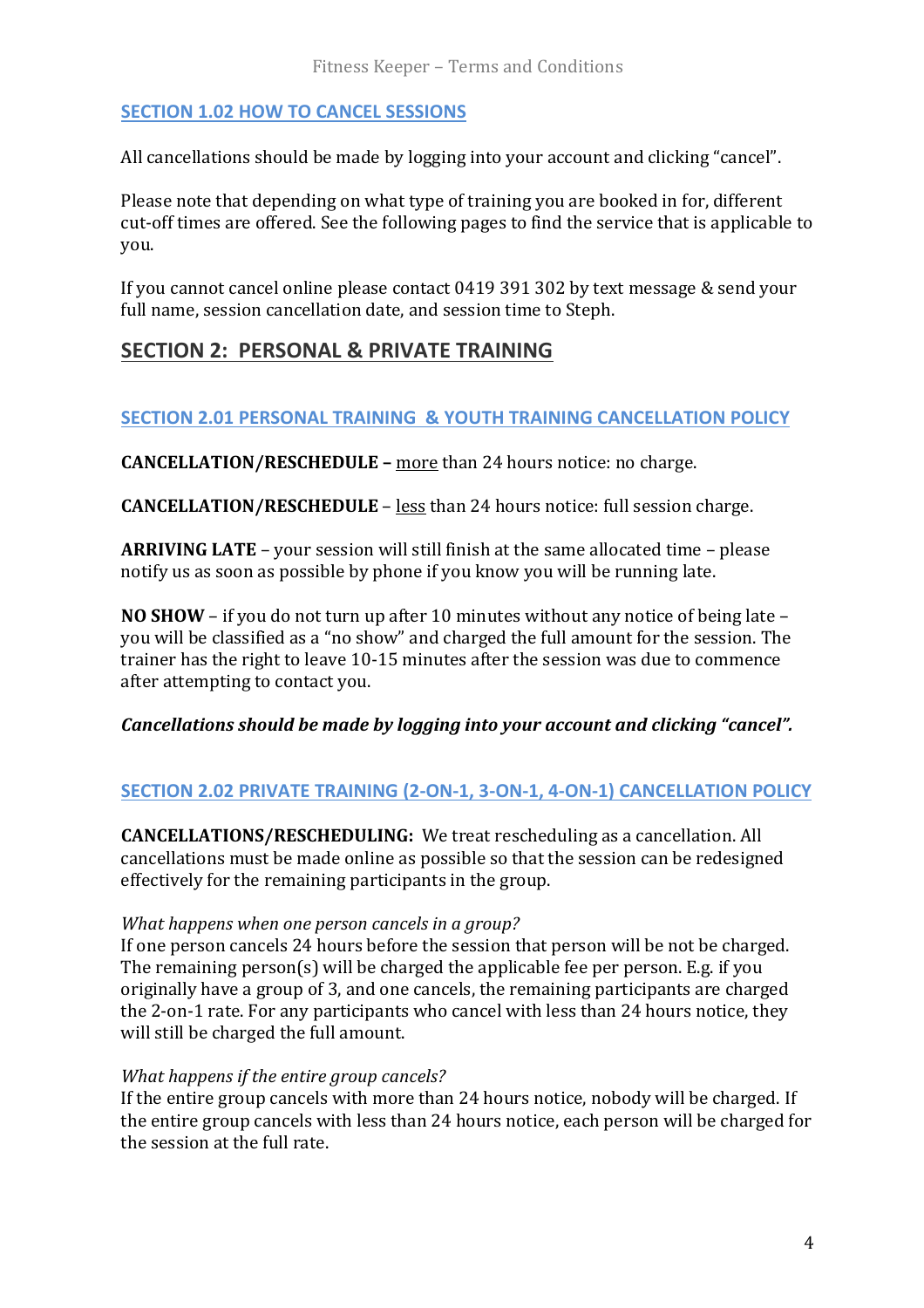### SECTION 1.02 HOW TO CANCEL SESSIONS

All cancellations should be made by logging into your account and clicking "cancel".

Please note that depending on what type of training you are booked in for, different cut-off times are offered. See the following pages to find the service that is applicable to you.

If you cannot cancel online please contact 0419 391 302 by text message & send your full name, session cancellation date, and session time to Steph.

## SECTION 2: PERSONAL & PRIVATE TRAINING

### SECTION 2.01 PERSONAL TRAINING & YOUTH TRAINING CANCELLATION POLICY

**CANCELLATION/RESCHEDULE –** more than 24 hours notice: no charge.

**CANCELLATION/RESCHEDULE** – less than 24 hours notice: full session charge.

**ARRIVING LATE** – your session will still finish at the same allocated time – please notify us as soon as possible by phone if you know you will be running late.

**NO SHOW** – if you do not turn up after 10 minutes without any notice of being late – you will be classified as a "no show" and charged the full amount for the session. The trainer has the right to leave 10-15 minutes after the session was due to commence after attempting to contact you.

***Cancellations should be made by logging into your account and clicking "cancel".***

### SECTION 2.02 PRIVATE TRAINING (2-ON-1, 3-ON-1, 4-ON-1) CANCELLATION POLICY

**CANCELLATIONS/RESCHEDULING:** We treat rescheduling as a cancellation. All cancellations must be made online as possible so that the session can be redesigned effectively for the remaining participants in the group.

*What happens when one person cancels in a group?*
If one person cancels 24 hours before the session that person will be not be charged. The remaining person(s) will be charged the applicable fee per person. E.g. if you originally have a group of 3, and one cancels, the remaining participants are charged the 2-on-1 rate. For any participants who cancel with less than 24 hours notice, they will still be charged the full amount.

*What happens if the entire group cancels?*
If the entire group cancels with more than 24 hours notice, nobody will be charged. If the entire group cancels with less than 24 hours notice, each person will be charged for the session at the full rate.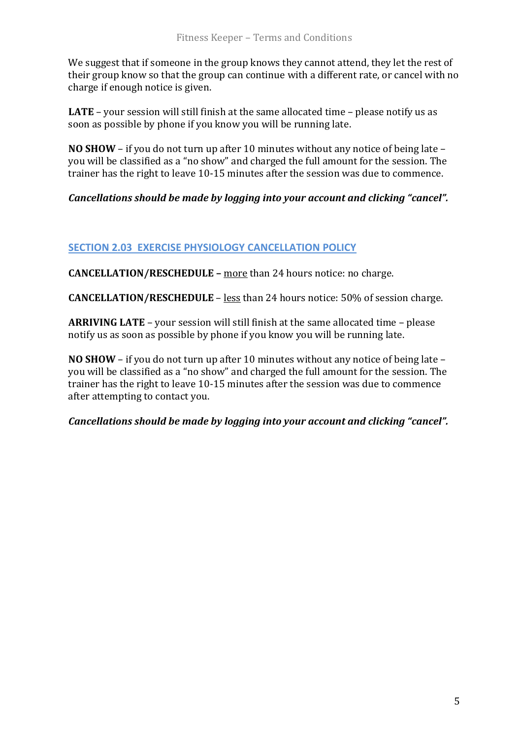We suggest that if someone in the group knows they cannot attend, they let the rest of their group know so that the group can continue with a different rate, or cancel with no charge if enough notice is given.

**LATE** – your session will still finish at the same allocated time – please notify us as soon as possible by phone if you know you will be running late.

**NO SHOW** – if you do not turn up after 10 minutes without any notice of being late – you will be classified as a "no show" and charged the full amount for the session. The trainer has the right to leave 10-15 minutes after the session was due to commence.

***Cancellations should be made by logging into your account and clicking "cancel".***

## SECTION 2.03 EXERCISE PHYSIOLOGY CANCELLATION POLICY

**CANCELLATION/RESCHEDULE –** <u>more</u> than 24 hours notice: no charge.

**CANCELLATION/RESCHEDULE** – <u>less</u> than 24 hours notice: 50% of session charge.

**ARRIVING LATE** – your session will still finish at the same allocated time – please notify us as soon as possible by phone if you know you will be running late.

**NO SHOW** – if you do not turn up after 10 minutes without any notice of being late – you will be classified as a "no show" and charged the full amount for the session. The trainer has the right to leave 10-15 minutes after the session was due to commence after attempting to contact you.

***Cancellations should be made by logging into your account and clicking "cancel".***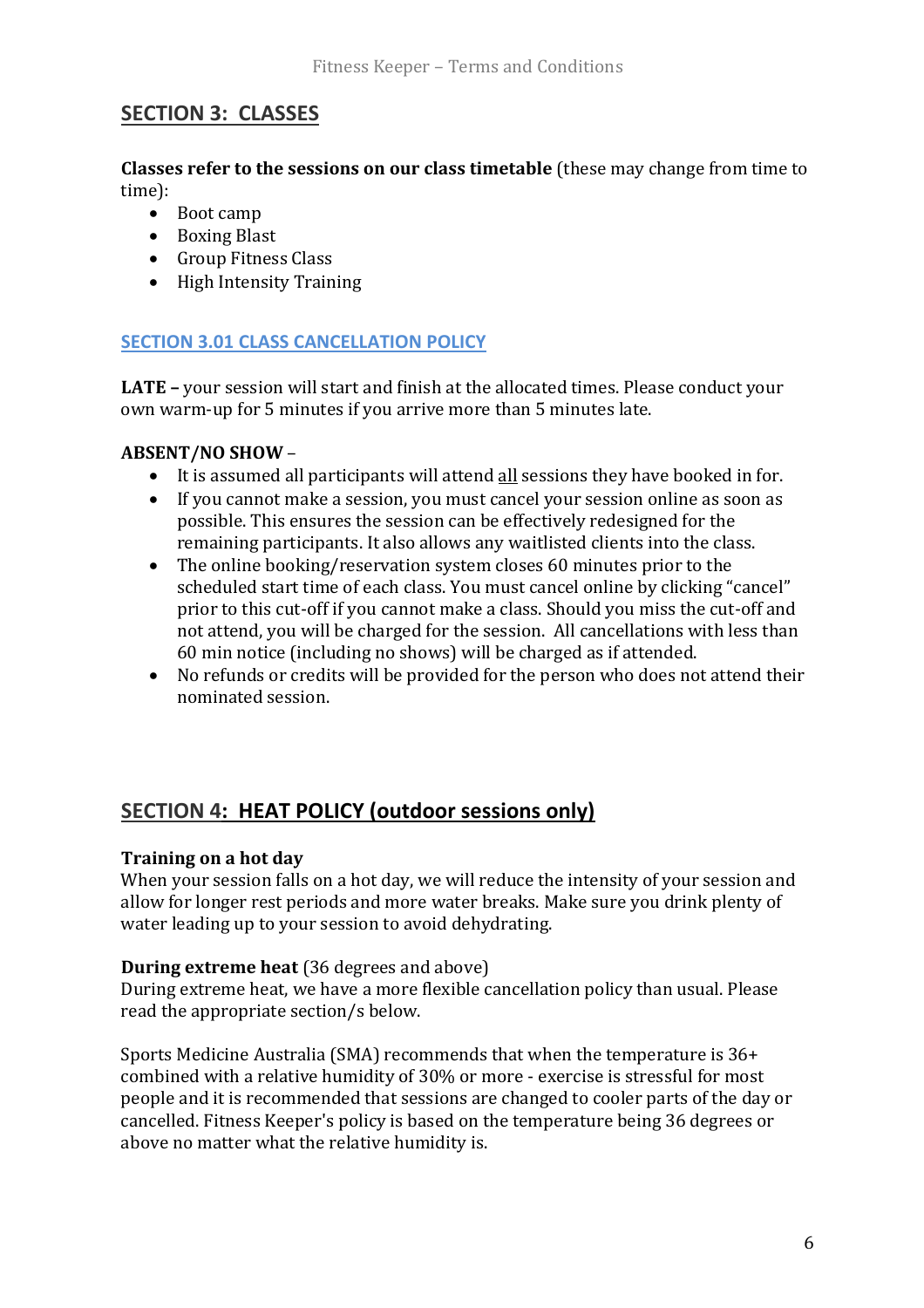## SECTION 3: CLASSES

**Classes refer to the sessions on our class timetable** (these may change from time to time):

- Boot camp
- Boxing Blast
- Group Fitness Class
- High Intensity Training

### SECTION 3.01 CLASS CANCELLATION POLICY

**LATE –** your session will start and finish at the allocated times. Please conduct your own warm-up for 5 minutes if you arrive more than 5 minutes late.

**ABSENT/NO SHOW** –

- It is assumed all participants will attend all sessions they have booked in for.
- If you cannot make a session, you must cancel your session online as soon as possible. This ensures the session can be effectively redesigned for the remaining participants. It also allows any waitlisted clients into the class.
- The online booking/reservation system closes 60 minutes prior to the scheduled start time of each class. You must cancel online by clicking "cancel" prior to this cut-off if you cannot make a class. Should you miss the cut-off and not attend, you will be charged for the session. All cancellations with less than 60 min notice (including no shows) will be charged as if attended.
- No refunds or credits will be provided for the person who does not attend their nominated session.

## SECTION 4: HEAT POLICY (outdoor sessions only)

**Training on a hot day**
When your session falls on a hot day, we will reduce the intensity of your session and allow for longer rest periods and more water breaks. Make sure you drink plenty of water leading up to your session to avoid dehydrating.

**During extreme heat** (36 degrees and above)
During extreme heat, we have a more flexible cancellation policy than usual. Please read the appropriate section/s below.

Sports Medicine Australia (SMA) recommends that when the temperature is 36+ combined with a relative humidity of 30% or more - exercise is stressful for most people and it is recommended that sessions are changed to cooler parts of the day or cancelled. Fitness Keeper's policy is based on the temperature being 36 degrees or above no matter what the relative humidity is.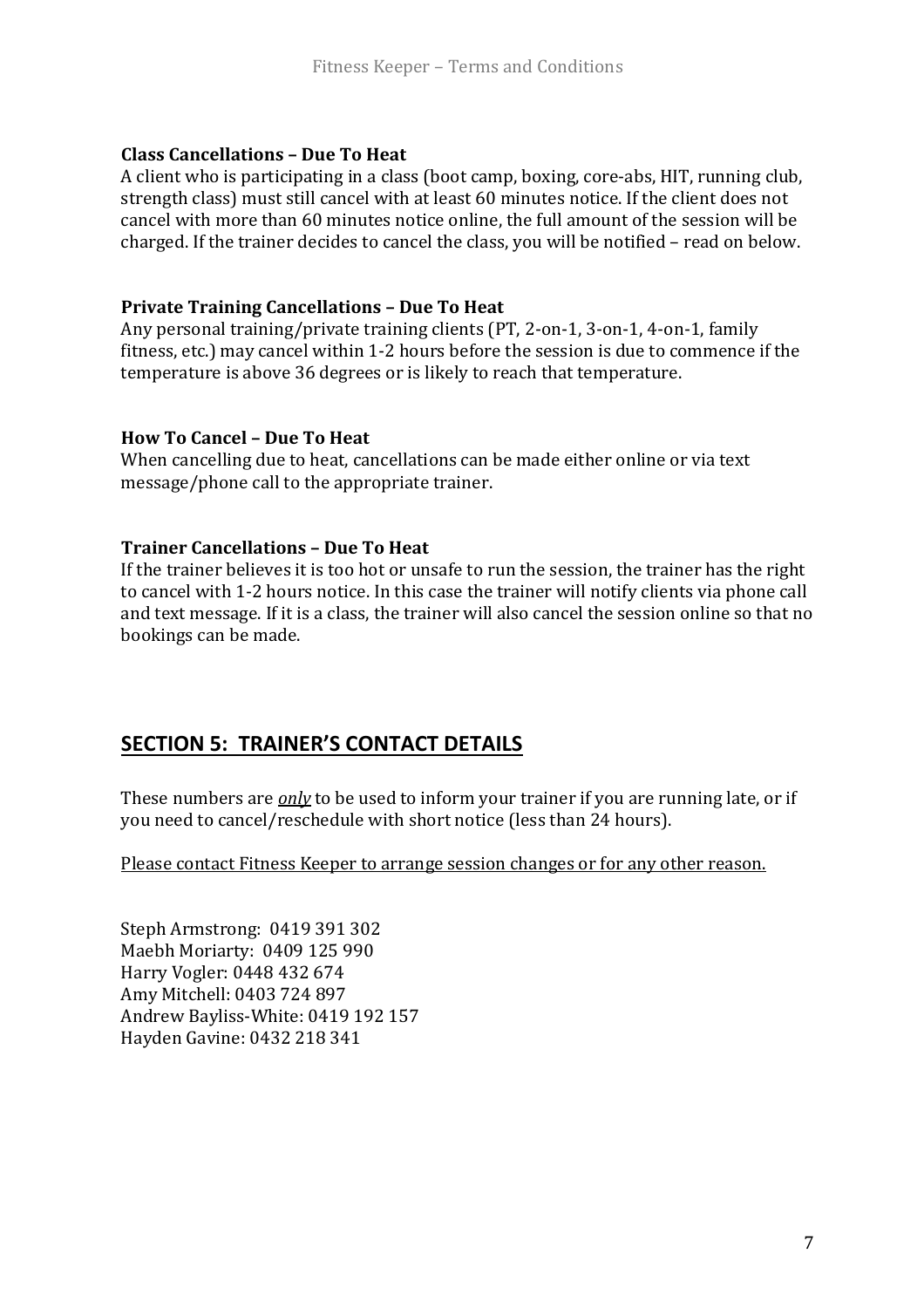**Class Cancellations – Due To Heat**

A client who is participating in a class (boot camp, boxing, core-abs, HIT, running club, strength class) must still cancel with at least 60 minutes notice. If the client does not cancel with more than 60 minutes notice online, the full amount of the session will be charged. If the trainer decides to cancel the class, you will be notified – read on below.

**Private Training Cancellations – Due To Heat**

Any personal training/private training clients (PT, 2-on-1, 3-on-1, 4-on-1, family fitness, etc.) may cancel within 1-2 hours before the session is due to commence if the temperature is above 36 degrees or is likely to reach that temperature.

**How To Cancel – Due To Heat**

When cancelling due to heat, cancellations can be made either online or via text message/phone call to the appropriate trainer.

**Trainer Cancellations – Due To Heat**

If the trainer believes it is too hot or unsafe to run the session, the trainer has the right to cancel with 1-2 hours notice. In this case the trainer will notify clients via phone call and text message. If it is a class, the trainer will also cancel the session online so that no bookings can be made.

## SECTION 5: TRAINER'S CONTACT DETAILS

These numbers are ***only*** to be used to inform your trainer if you are running late, or if you need to cancel/reschedule with short notice (less than 24 hours).

Please contact Fitness Keeper to arrange session changes or for any other reason.

Steph Armstrong: 0419 391 302
Maebh Moriarty: 0409 125 990
Harry Vogler: 0448 432 674
Amy Mitchell: 0403 724 897
Andrew Bayliss-White: 0419 192 157
Hayden Gavine: 0432 218 341